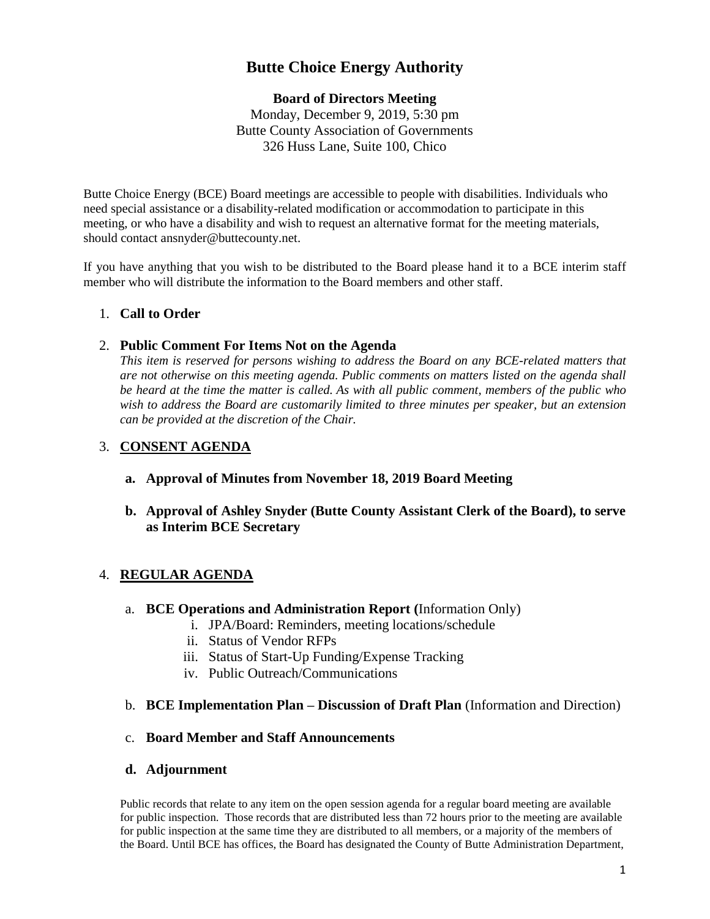# Butte Choice Energy Authority

**Board of Directors Meeting**
Monday, December 9, 2019, 5:30 pm
Butte County Association of Governments
326 Huss Lane, Suite 100, Chico

Butte Choice Energy (BCE) Board meetings are accessible to people with disabilities. Individuals who need special assistance or a disability-related modification or accommodation to participate in this meeting, or who have a disability and wish to request an alternative format for the meeting materials, should contact ansnyder@buttecounty.net.

If you have anything that you wish to be distributed to the Board please hand it to a BCE interim staff member who will distribute the information to the Board members and other staff.

1. **Call to Order**

2. **Public Comment For Items Not on the Agenda**
   *This item is reserved for persons wishing to address the Board on any BCE-related matters that are not otherwise on this meeting agenda. Public comments on matters listed on the agenda shall be heard at the time the matter is called. As with all public comment, members of the public who wish to address the Board are customarily limited to three minutes per speaker, but an extension can be provided at the discretion of the Chair.*

3. **CONSENT AGENDA**

   a. **Approval of Minutes from November 18, 2019 Board Meeting**

   b. **Approval of Ashley Snyder (Butte County Assistant Clerk of the Board), to serve as Interim BCE Secretary**

4. **REGULAR AGENDA**

   a. **BCE Operations and Administration Report (**Information Only)
      i. JPA/Board: Reminders, meeting locations/schedule
      ii. Status of Vendor RFPs
      iii. Status of Start-Up Funding/Expense Tracking
      iv. Public Outreach/Communications

   b. **BCE Implementation Plan – Discussion of Draft Plan** (Information and Direction)

   c. **Board Member and Staff Announcements**

   d. **Adjournment**

Public records that relate to any item on the open session agenda for a regular board meeting are available for public inspection. Those records that are distributed less than 72 hours prior to the meeting are available for public inspection at the same time they are distributed to all members, or a majority of the members of the Board. Until BCE has offices, the Board has designated the County of Butte Administration Department,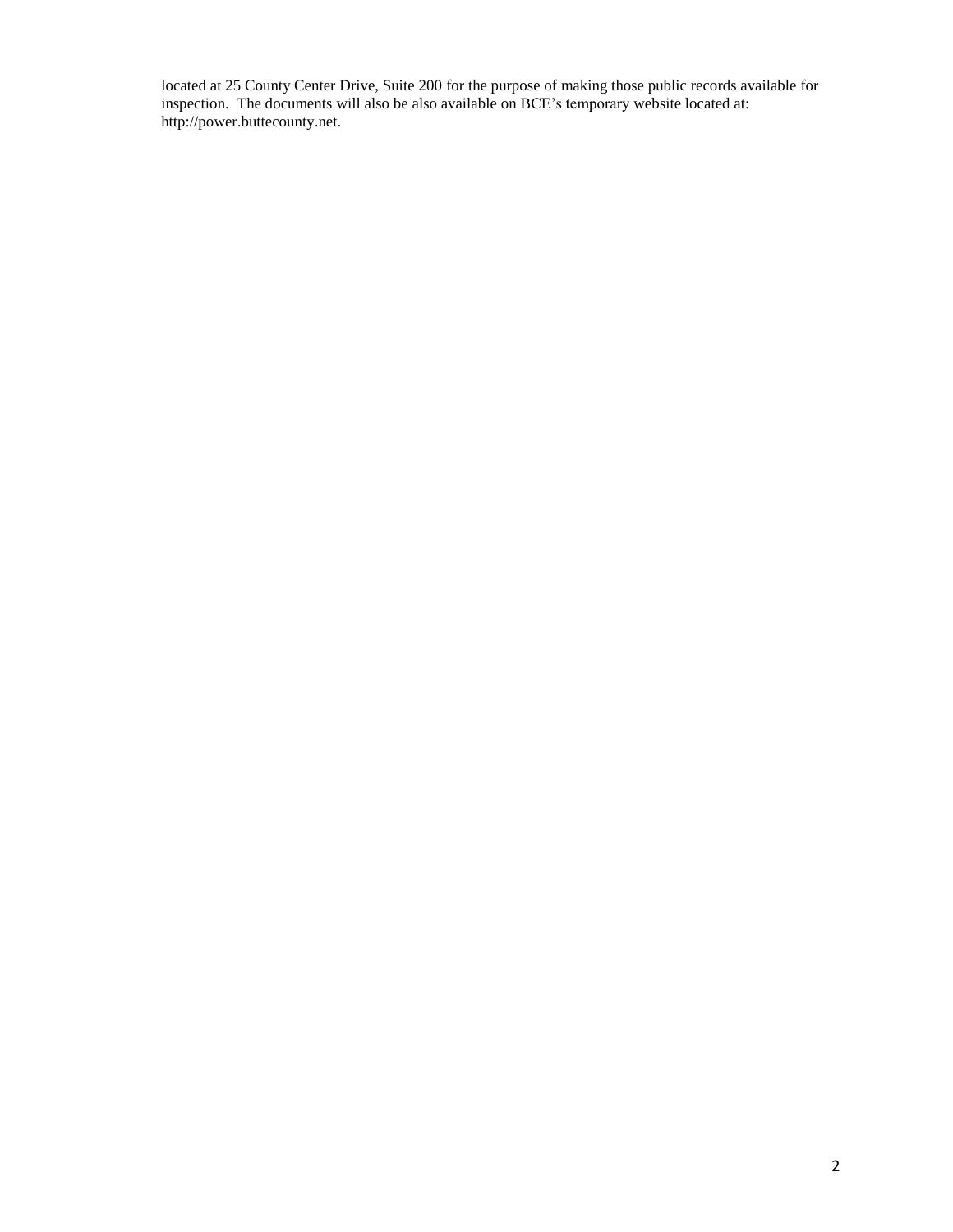located at 25 County Center Drive, Suite 200 for the purpose of making those public records available for inspection. The documents will also be also available on BCE's temporary website located at: http://power.buttecounty.net.